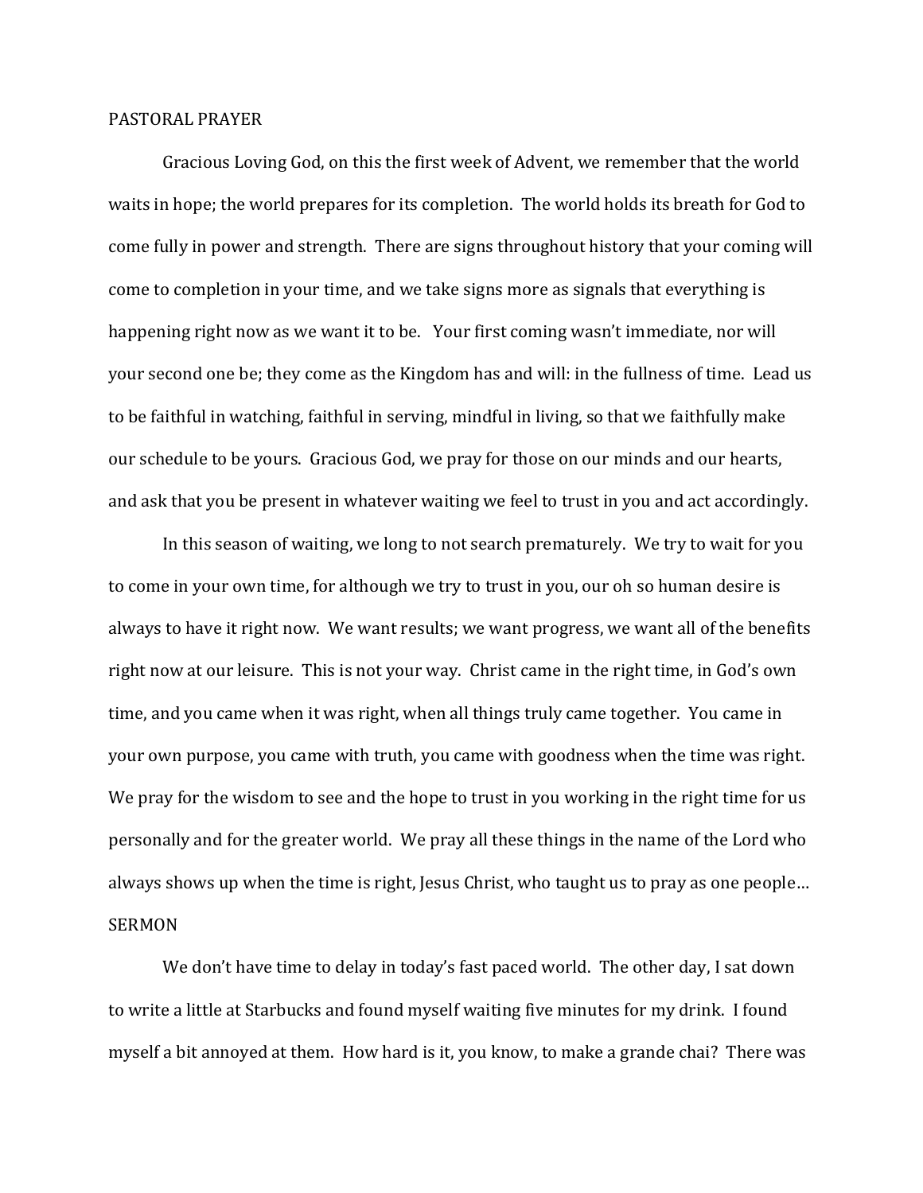## PASTORAL PRAYER

Gracious Loving God, on this the first week of Advent, we remember that the world waits in hope; the world prepares for its completion. The world holds its breath for God to come fully in power and strength. There are signs throughout history that your coming will come to completion in your time, and we take signs more as signals that everything is happening right now as we want it to be. Your first coming wasn't immediate, nor will your second one be; they come as the Kingdom has and will: in the fullness of time. Lead us to be faithful in watching, faithful in serving, mindful in living, so that we faithfully make our schedule to be yours. Gracious God, we pray for those on our minds and our hearts, and ask that you be present in whatever waiting we feel to trust in you and act accordingly.

In this season of waiting, we long to not search prematurely. We try to wait for you to come in your own time, for although we try to trust in you, our oh so human desire is always to have it right now. We want results; we want progress, we want all of the benefits right now at our leisure. This is not your way. Christ came in the right time, in God's own time, and you came when it was right, when all things truly came together. You came in your own purpose, you came with truth, you came with goodness when the time was right. We pray for the wisdom to see and the hope to trust in you working in the right time for us personally and for the greater world. We pray all these things in the name of the Lord who always shows up when the time is right, Jesus Christ, who taught us to pray as one people…

## SERMON

We don't have time to delay in today's fast paced world. The other day, I sat down to write a little at Starbucks and found myself waiting five minutes for my drink. I found myself a bit annoyed at them. How hard is it, you know, to make a grande chai? There was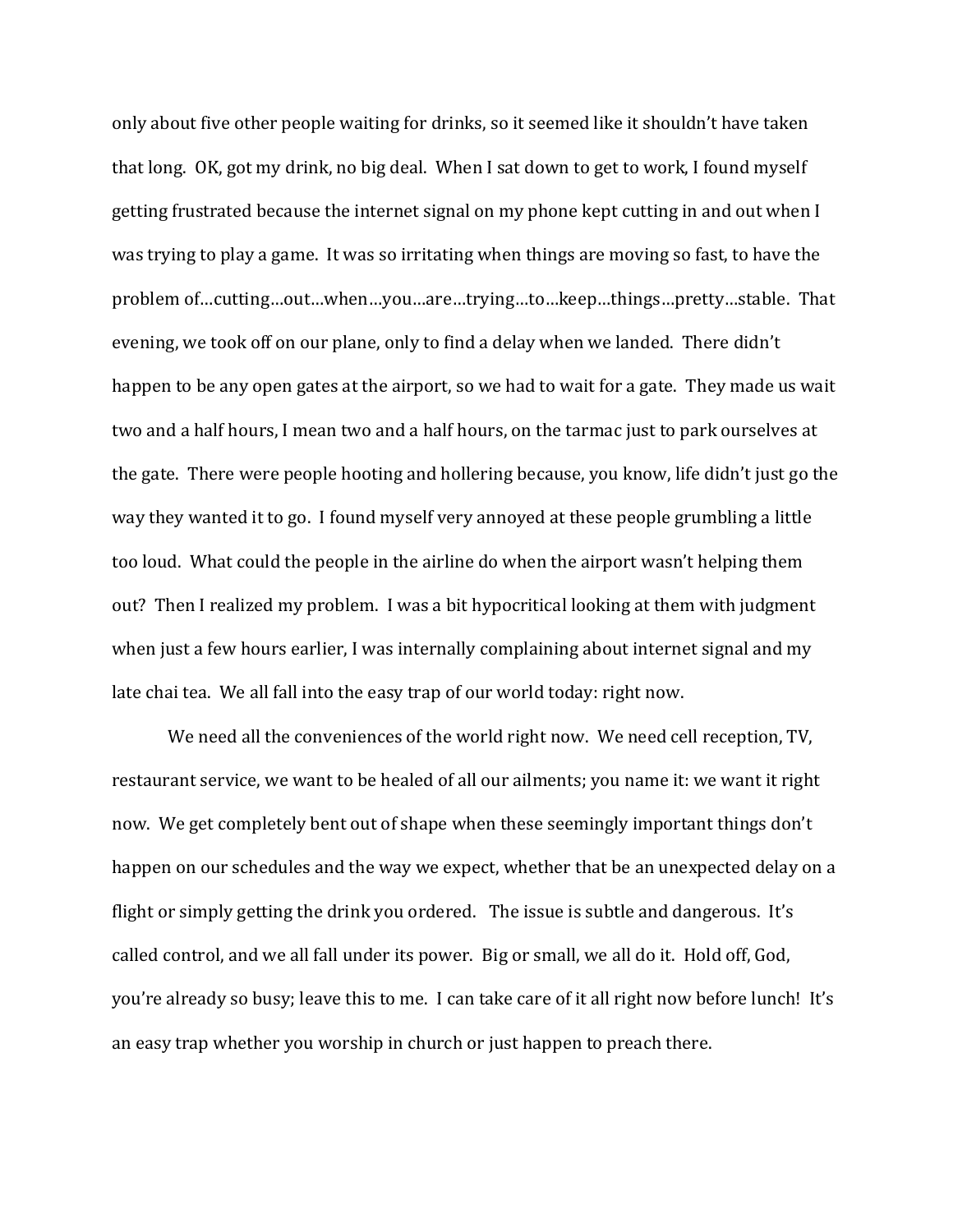only about five other people waiting for drinks, so it seemed like it shouldn't have taken that long. OK, got my drink, no big deal. When I sat down to get to work, I found myself getting frustrated because the internet signal on my phone kept cutting in and out when I was trying to play a game. It was so irritating when things are moving so fast, to have the problem of…cutting…out…when…you…are…trying…to…keep…things…pretty…stable. That evening, we took off on our plane, only to find a delay when we landed. There didn't happen to be any open gates at the airport, so we had to wait for a gate. They made us wait two and a half hours, I mean two and a half hours, on the tarmac just to park ourselves at the gate. There were people hooting and hollering because, you know, life didn't just go the way they wanted it to go. I found myself very annoyed at these people grumbling a little too loud. What could the people in the airline do when the airport wasn't helping them out? Then I realized my problem. I was a bit hypocritical looking at them with judgment when just a few hours earlier, I was internally complaining about internet signal and my late chai tea. We all fall into the easy trap of our world today: right now.

We need all the conveniences of the world right now. We need cell reception, TV, restaurant service, we want to be healed of all our ailments; you name it: we want it right now. We get completely bent out of shape when these seemingly important things don't happen on our schedules and the way we expect, whether that be an unexpected delay on a flight or simply getting the drink you ordered. The issue is subtle and dangerous. It's called control, and we all fall under its power. Big or small, we all do it. Hold off, God, you're already so busy; leave this to me. I can take care of it all right now before lunch! It's an easy trap whether you worship in church or just happen to preach there.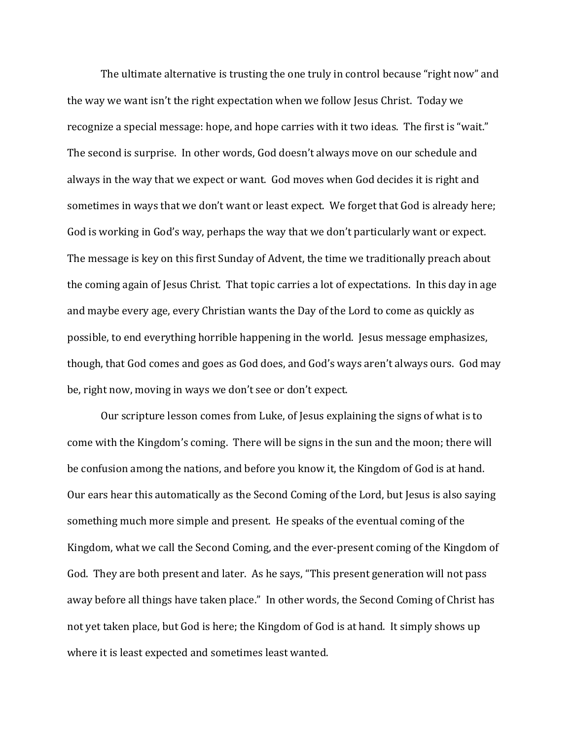The ultimate alternative is trusting the one truly in control because "right now" and the way we want isn't the right expectation when we follow Jesus Christ. Today we recognize a special message: hope, and hope carries with it two ideas. The first is "wait." The second is surprise. In other words, God doesn't always move on our schedule and always in the way that we expect or want. God moves when God decides it is right and sometimes in ways that we don't want or least expect. We forget that God is already here; God is working in God's way, perhaps the way that we don't particularly want or expect. The message is key on this first Sunday of Advent, the time we traditionally preach about the coming again of Jesus Christ. That topic carries a lot of expectations. In this day in age and maybe every age, every Christian wants the Day of the Lord to come as quickly as possible, to end everything horrible happening in the world. Jesus message emphasizes, though, that God comes and goes as God does, and God's ways aren't always ours. God may be, right now, moving in ways we don't see or don't expect.

Our scripture lesson comes from Luke, of Jesus explaining the signs of what is to come with the Kingdom's coming. There will be signs in the sun and the moon; there will be confusion among the nations, and before you know it, the Kingdom of God is at hand. Our ears hear this automatically as the Second Coming of the Lord, but Jesus is also saying something much more simple and present. He speaks of the eventual coming of the Kingdom, what we call the Second Coming, and the ever-present coming of the Kingdom of God. They are both present and later. As he says, "This present generation will not pass away before all things have taken place." In other words, the Second Coming of Christ has not yet taken place, but God is here; the Kingdom of God is at hand. It simply shows up where it is least expected and sometimes least wanted.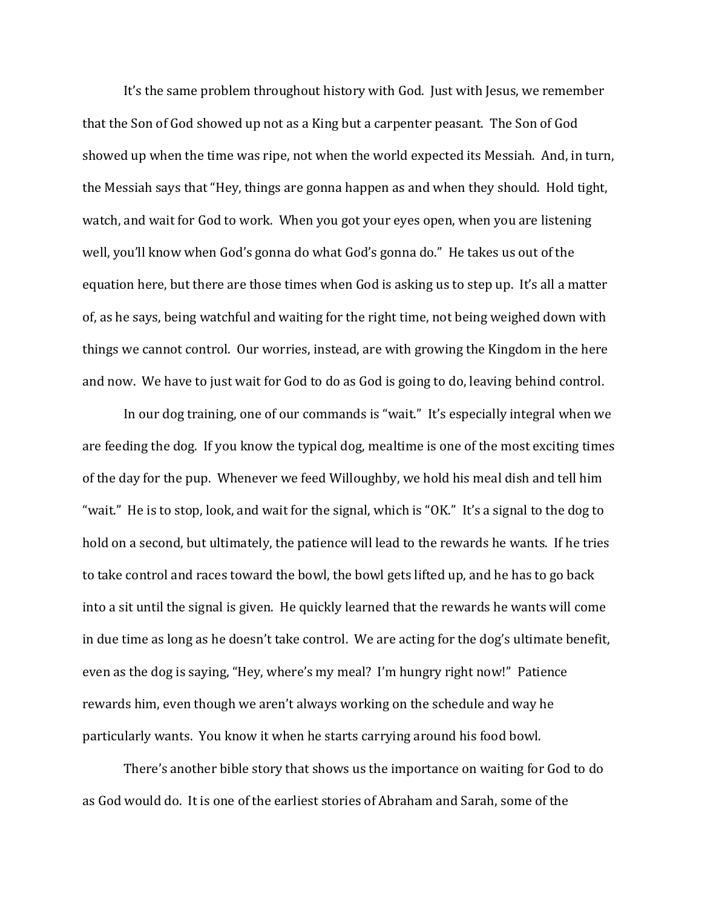It's the same problem throughout history with God. Just with Jesus, we remember that the Son of God showed up not as a King but a carpenter peasant. The Son of God showed up when the time was ripe, not when the world expected its Messiah. And, in turn, the Messiah says that "Hey, things are gonna happen as and when they should. Hold tight, watch, and wait for God to work. When you got your eyes open, when you are listening well, you'll know when God's gonna do what God's gonna do." He takes us out of the equation here, but there are those times when God is asking us to step up. It's all a matter of, as he says, being watchful and waiting for the right time, not being weighed down with things we cannot control. Our worries, instead, are with growing the Kingdom in the here and now. We have to just wait for God to do as God is going to do, leaving behind control.

In our dog training, one of our commands is "wait." It's especially integral when we are feeding the dog. If you know the typical dog, mealtime is one of the most exciting times of the day for the pup. Whenever we feed Willoughby, we hold his meal dish and tell him "wait." He is to stop, look, and wait for the signal, which is "OK." It's a signal to the dog to hold on a second, but ultimately, the patience will lead to the rewards he wants. If he tries to take control and races toward the bowl, the bowl gets lifted up, and he has to go back into a sit until the signal is given. He quickly learned that the rewards he wants will come in due time as long as he doesn't take control. We are acting for the dog's ultimate benefit, even as the dog is saying, "Hey, where's my meal? I'm hungry right now!" Patience rewards him, even though we aren't always working on the schedule and way he particularly wants. You know it when he starts carrying around his food bowl.

There's another bible story that shows us the importance on waiting for God to do as God would do. It is one of the earliest stories of Abraham and Sarah, some of the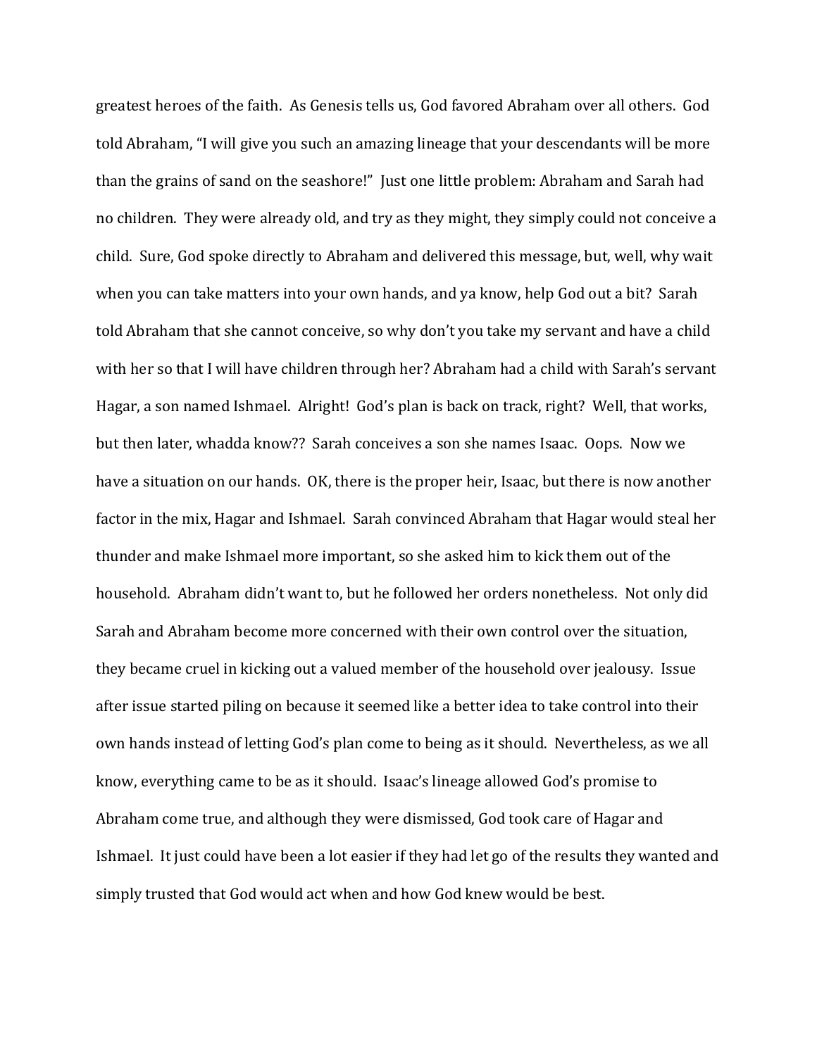greatest heroes of the faith. As Genesis tells us, God favored Abraham over all others. God told Abraham, "I will give you such an amazing lineage that your descendants will be more than the grains of sand on the seashore!" Just one little problem: Abraham and Sarah had no children. They were already old, and try as they might, they simply could not conceive a child. Sure, God spoke directly to Abraham and delivered this message, but, well, why wait when you can take matters into your own hands, and ya know, help God out a bit? Sarah told Abraham that she cannot conceive, so why don't you take my servant and have a child with her so that I will have children through her? Abraham had a child with Sarah's servant Hagar, a son named Ishmael. Alright! God's plan is back on track, right? Well, that works, but then later, whadda know?? Sarah conceives a son she names Isaac. Oops. Now we have a situation on our hands. OK, there is the proper heir, Isaac, but there is now another factor in the mix, Hagar and Ishmael. Sarah convinced Abraham that Hagar would steal her thunder and make Ishmael more important, so she asked him to kick them out of the household. Abraham didn't want to, but he followed her orders nonetheless. Not only did Sarah and Abraham become more concerned with their own control over the situation, they became cruel in kicking out a valued member of the household over jealousy. Issue after issue started piling on because it seemed like a better idea to take control into their own hands instead of letting God's plan come to being as it should. Nevertheless, as we all know, everything came to be as it should. Isaac's lineage allowed God's promise to Abraham come true, and although they were dismissed, God took care of Hagar and Ishmael. It just could have been a lot easier if they had let go of the results they wanted and simply trusted that God would act when and how God knew would be best.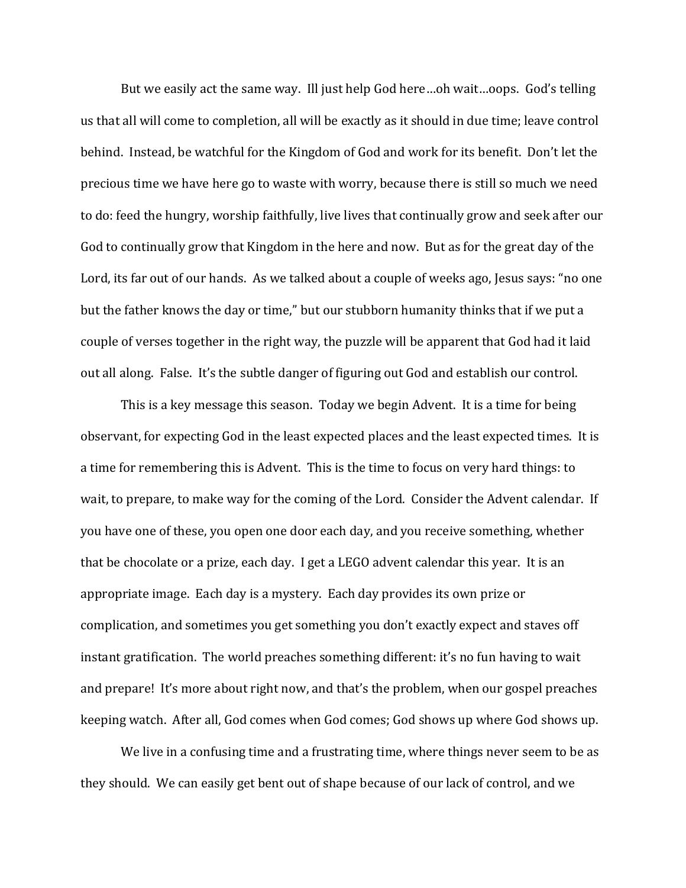But we easily act the same way. Ill just help God here…oh wait…oops. God's telling us that all will come to completion, all will be exactly as it should in due time; leave control behind. Instead, be watchful for the Kingdom of God and work for its benefit. Don't let the precious time we have here go to waste with worry, because there is still so much we need to do: feed the hungry, worship faithfully, live lives that continually grow and seek after our God to continually grow that Kingdom in the here and now. But as for the great day of the Lord, its far out of our hands. As we talked about a couple of weeks ago, Jesus says: "no one but the father knows the day or time," but our stubborn humanity thinks that if we put a couple of verses together in the right way, the puzzle will be apparent that God had it laid out all along. False. It's the subtle danger of figuring out God and establish our control.

This is a key message this season. Today we begin Advent. It is a time for being observant, for expecting God in the least expected places and the least expected times. It is a time for remembering this is Advent. This is the time to focus on very hard things: to wait, to prepare, to make way for the coming of the Lord. Consider the Advent calendar. If you have one of these, you open one door each day, and you receive something, whether that be chocolate or a prize, each day. I get a LEGO advent calendar this year. It is an appropriate image. Each day is a mystery. Each day provides its own prize or complication, and sometimes you get something you don't exactly expect and staves off instant gratification. The world preaches something different: it's no fun having to wait and prepare! It's more about right now, and that's the problem, when our gospel preaches keeping watch. After all, God comes when God comes; God shows up where God shows up.

We live in a confusing time and a frustrating time, where things never seem to be as they should. We can easily get bent out of shape because of our lack of control, and we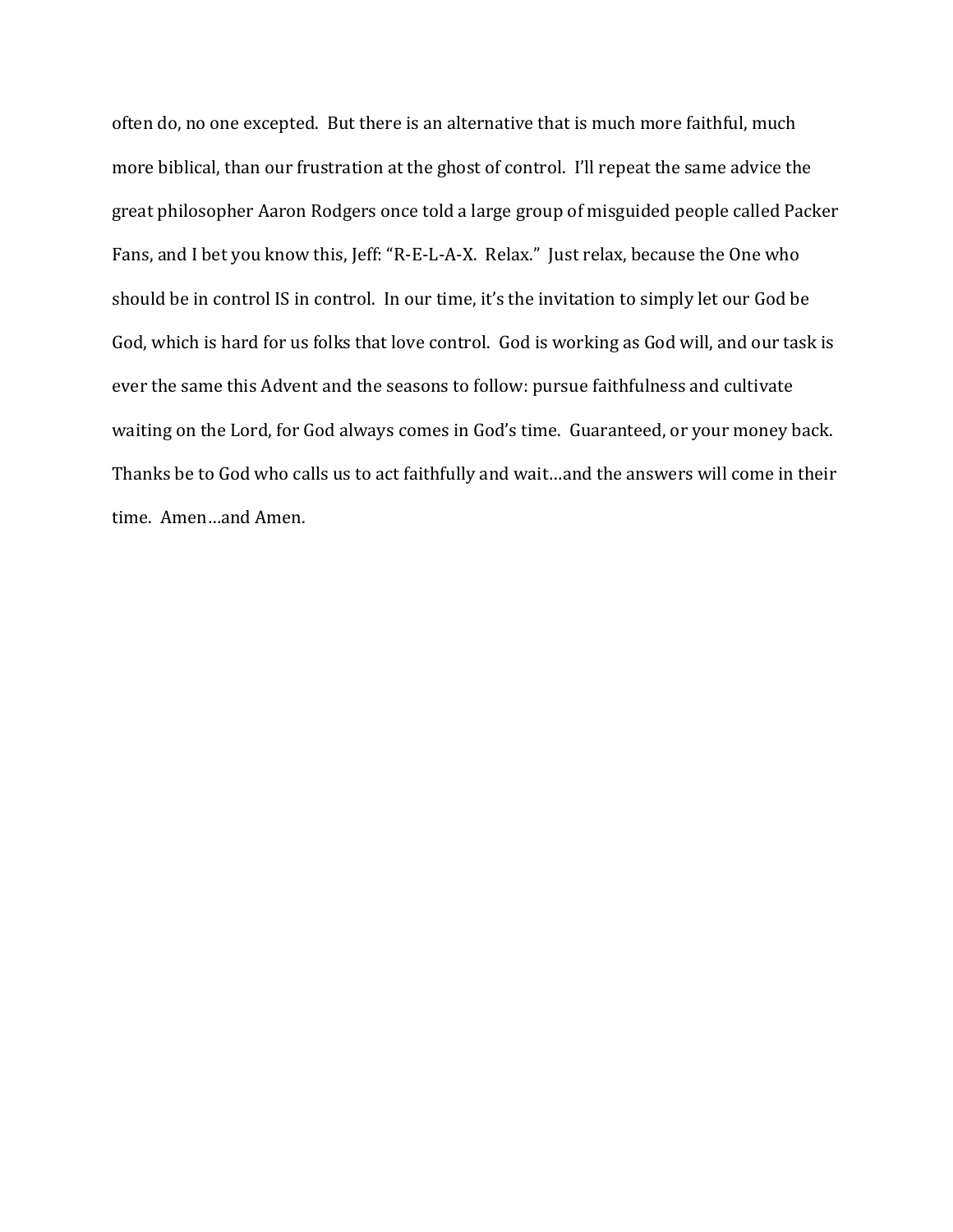often do, no one excepted. But there is an alternative that is much more faithful, much more biblical, than our frustration at the ghost of control. I'll repeat the same advice the great philosopher Aaron Rodgers once told a large group of misguided people called Packer Fans, and I bet you know this, Jeff: "R-E-L-A-X. Relax." Just relax, because the One who should be in control IS in control. In our time, it's the invitation to simply let our God be God, which is hard for us folks that love control. God is working as God will, and our task is ever the same this Advent and the seasons to follow: pursue faithfulness and cultivate waiting on the Lord, for God always comes in God's time. Guaranteed, or your money back. Thanks be to God who calls us to act faithfully and wait…and the answers will come in their time. Amen…and Amen.